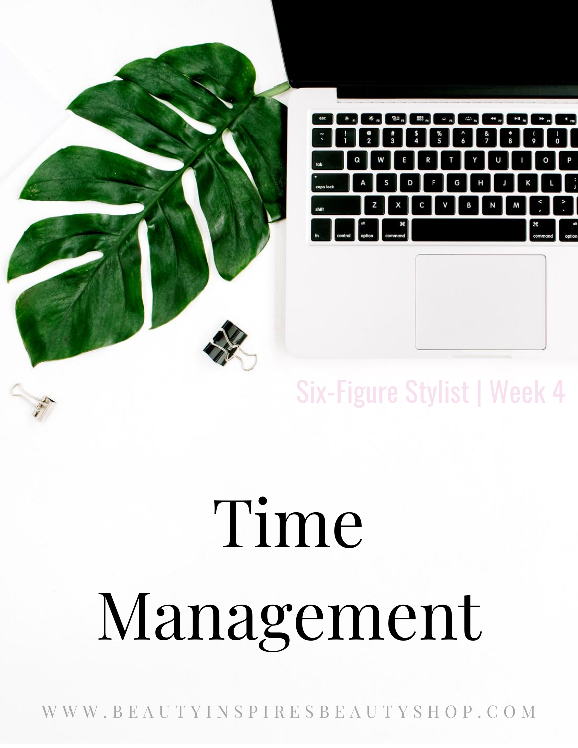Six-Figure Stylist | Week 4

# Time Management

WWW.BEAUTYINSPIRESBEAUTYSHOP.COM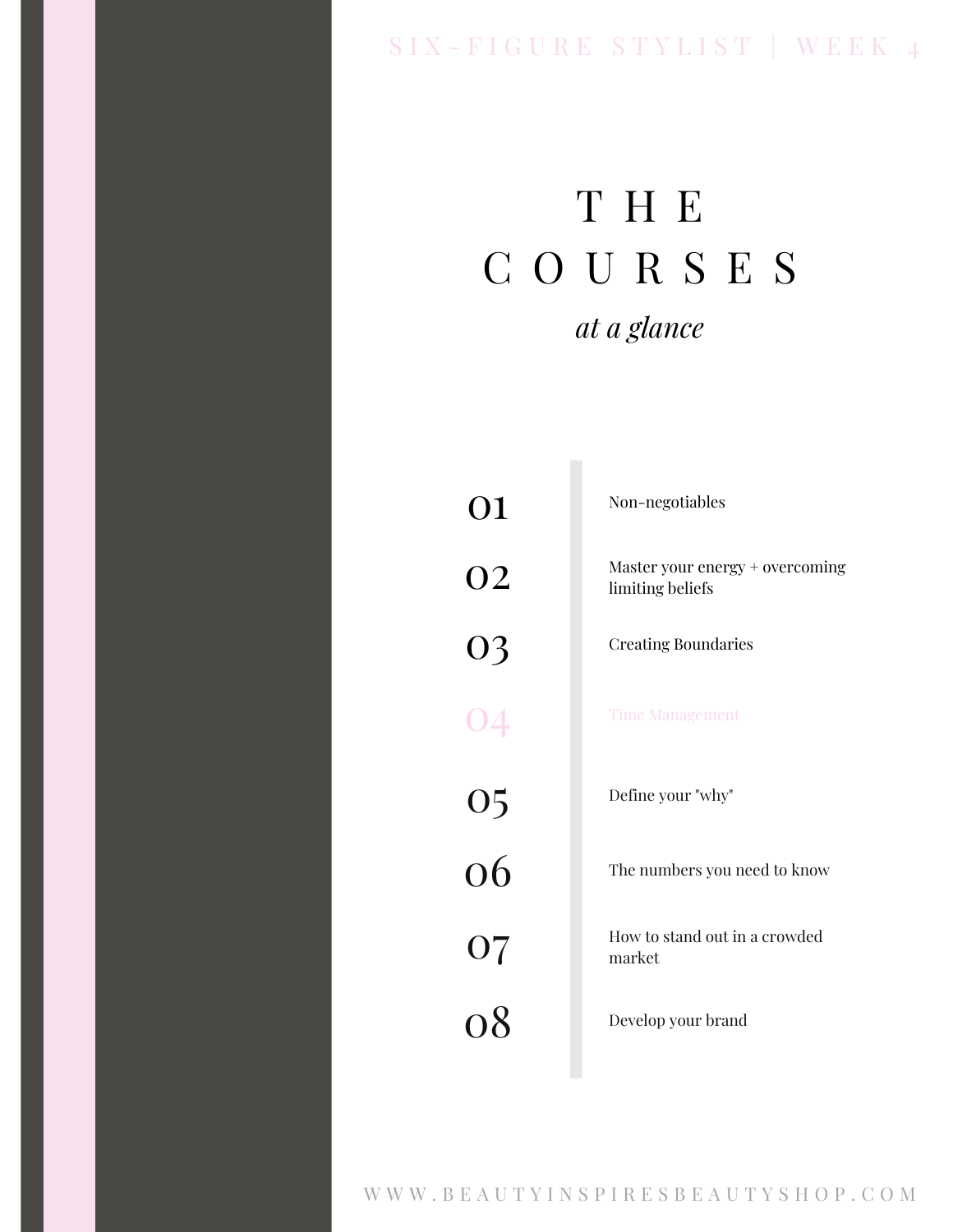# THE COURSES

*at a glance*

01 Non-negotiables

02 Master your energy + overcoming limiting beliefs

03 Creating Boundaries

04 Time Management

05 Define your "why"

06 The numbers you need to know

07 How to stand out in a crowded market

08 Develop your brand

WWW.BEAUTYINSPIRESBEAUTYSHOP.COM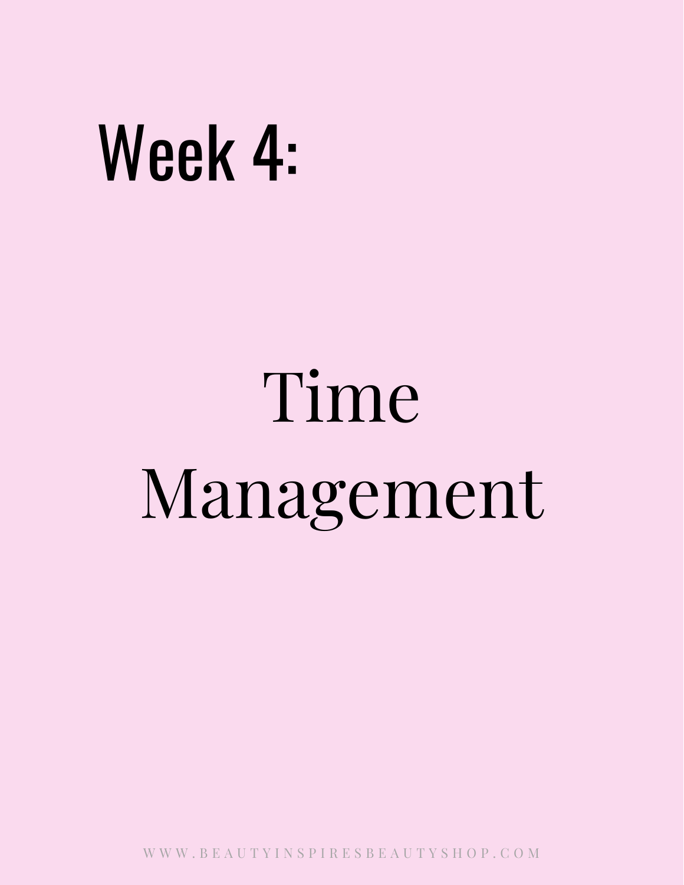# Week 4:

## Time Management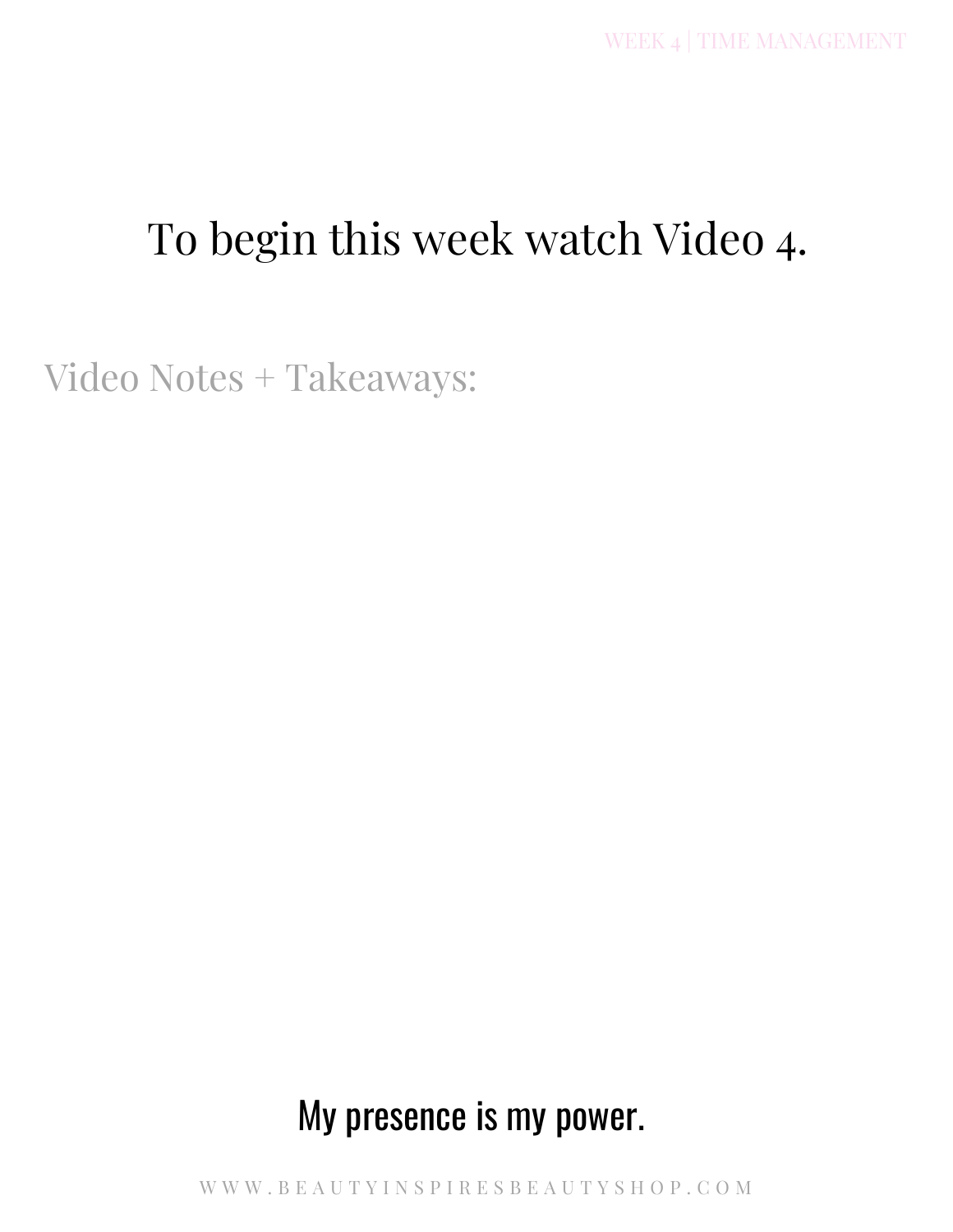# To begin this week watch Video 4.

Video Notes + Takeaways:

My presence is my power.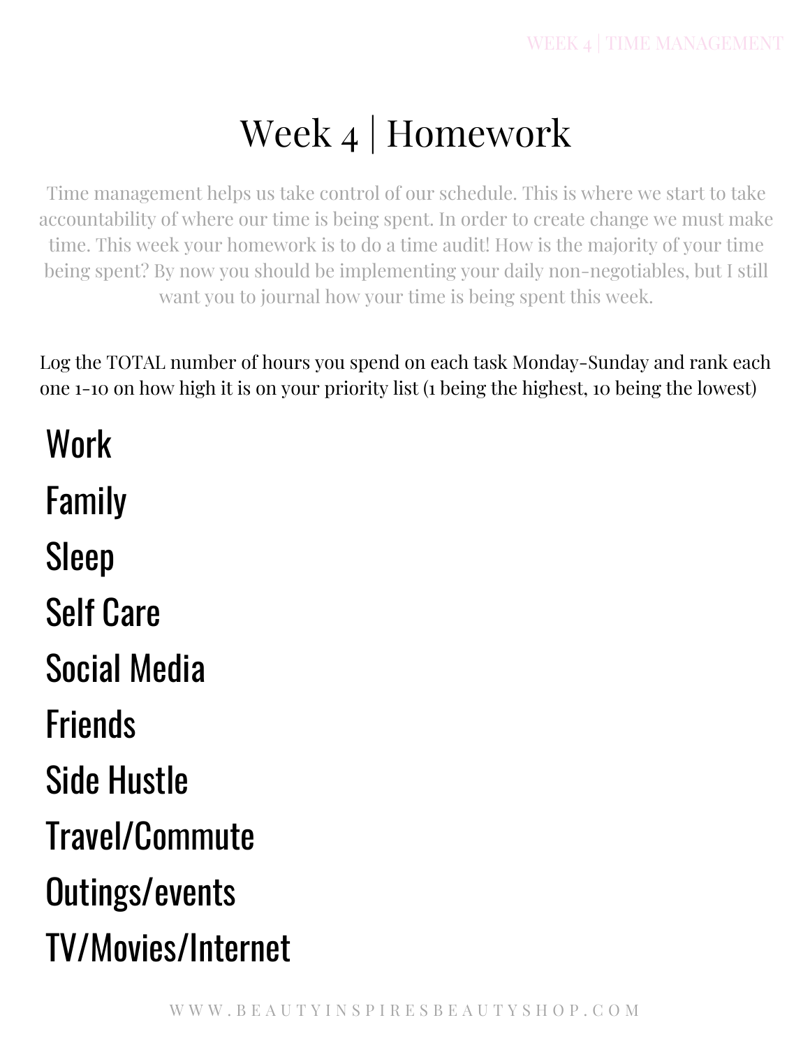# Week 4 | Homework

Time management helps us take control of our schedule. This is where we start to take accountability of where our time is being spent. In order to create change we must make time. This week your homework is to do a time audit! How is the majority of your time being spent? By now you should be implementing your daily non-negotiables, but I still want you to journal how your time is being spent this week.

Log the TOTAL number of hours you spend on each task Monday-Sunday and rank each one 1-10 on how high it is on your priority list (1 being the highest, 10 being the lowest)

Work

Family

Sleep

Self Care

Social Media

Friends

Side Hustle

Travel/Commute

Outings/events

TV/Movies/Internet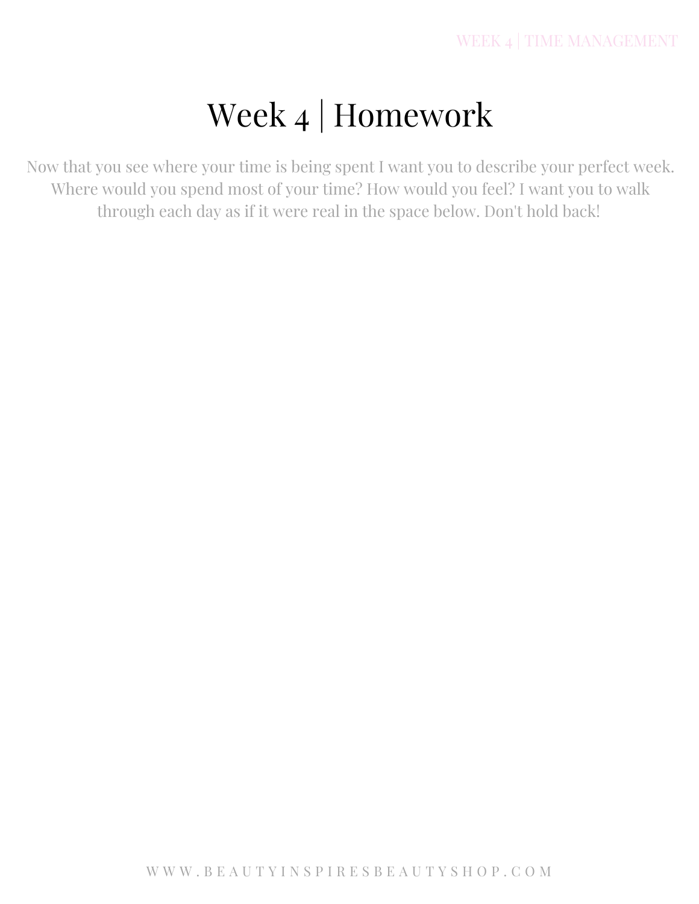# Week 4 | Homework

Now that you see where your time is being spent I want you to describe your perfect week. Where would you spend most of your time? How would you feel? I want you to walk through each day as if it were real in the space below. Don't hold back!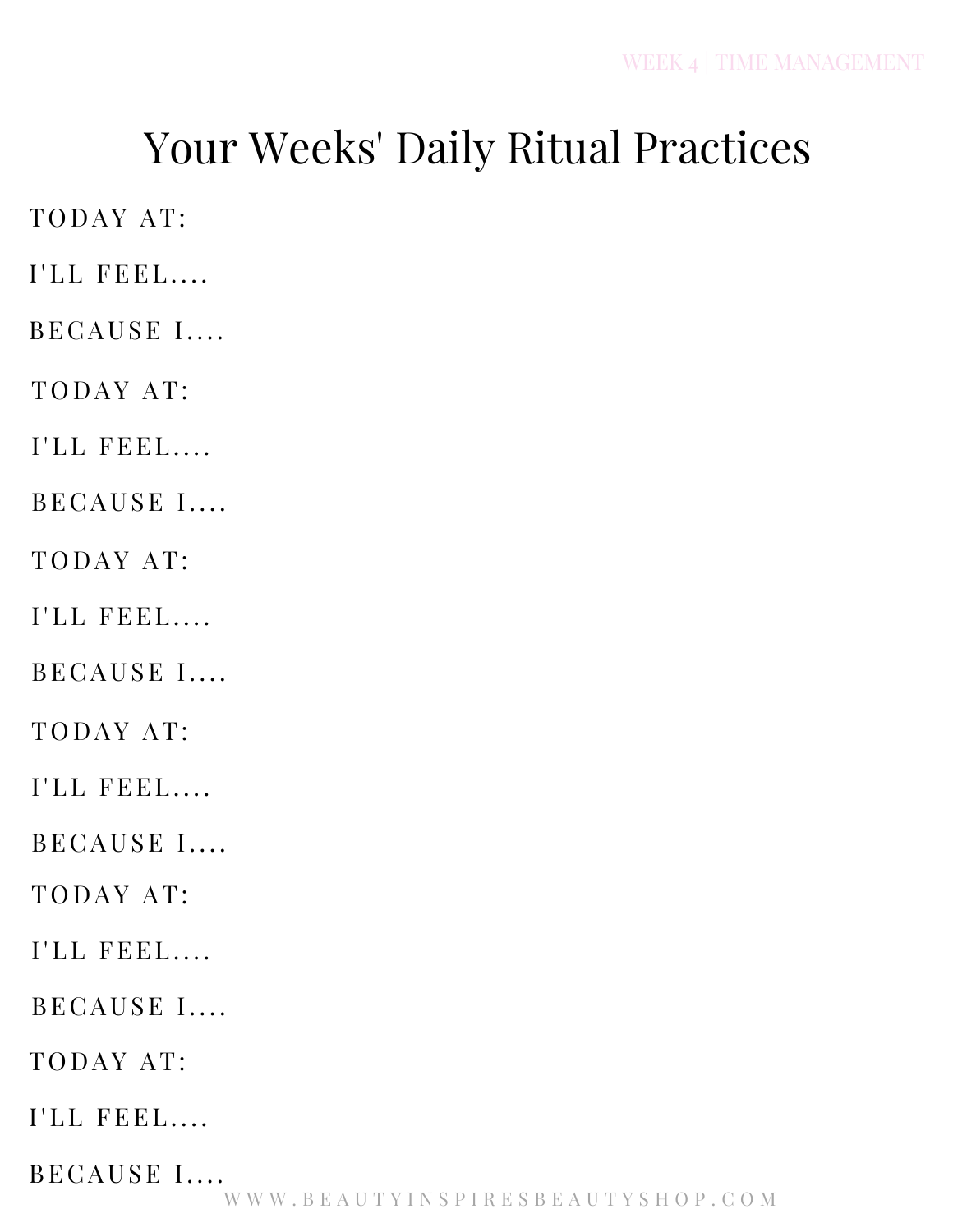# Your Weeks' Daily Ritual Practices

TODAY AT:

I'LL FEEL....

BECAUSE I....

TODAY AT:

I'LL FEEL....

BECAUSE I....

TODAY AT:

I'LL FEEL....

BECAUSE I....

TODAY AT:

I'LL FEEL....

BECAUSE I....

TODAY AT:

I'LL FEEL....

BECAUSE I....

TODAY AT:

I'LL FEEL....

BECAUSE I....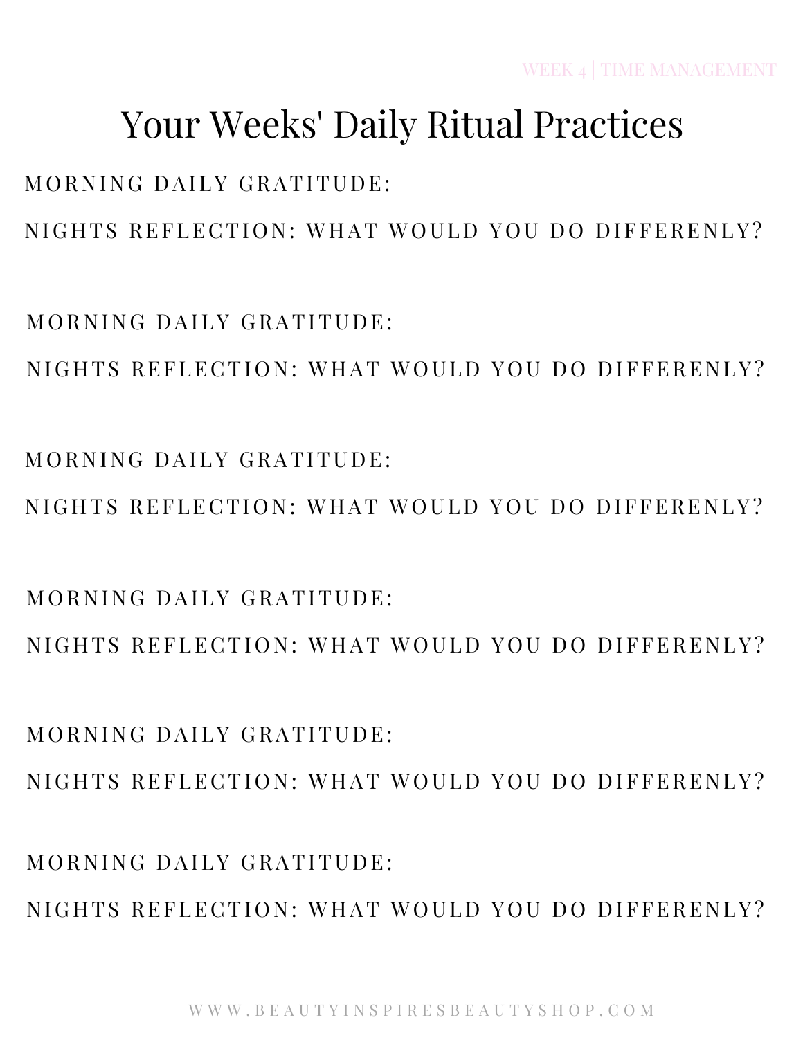# Your Weeks' Daily Ritual Practices

MORNING DAILY GRATITUDE:

NIGHTS REFLECTION: WHAT WOULD YOU DO DIFFERENLY?

MORNING DAILY GRATITUDE:

NIGHTS REFLECTION: WHAT WOULD YOU DO DIFFERENLY?

MORNING DAILY GRATITUDE:

NIGHTS REFLECTION: WHAT WOULD YOU DO DIFFERENLY?

MORNING DAILY GRATITUDE:

NIGHTS REFLECTION: WHAT WOULD YOU DO DIFFERENLY?

MORNING DAILY GRATITUDE:

NIGHTS REFLECTION: WHAT WOULD YOU DO DIFFERENLY?

MORNING DAILY GRATITUDE:

NIGHTS REFLECTION: WHAT WOULD YOU DO DIFFERENLY?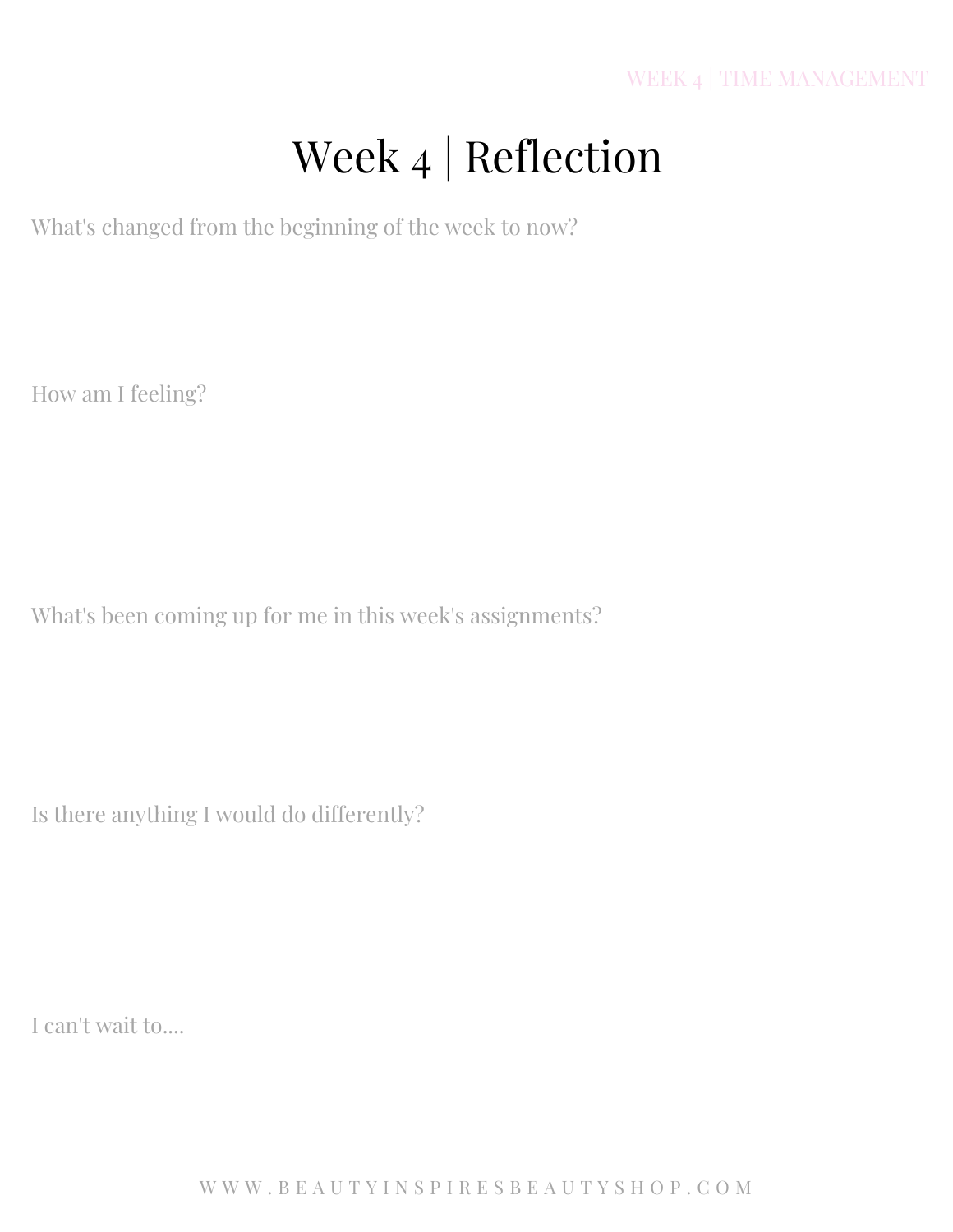# Week 4 | Reflection

What's changed from the beginning of the week to now?

How am I feeling?

What's been coming up for me in this week's assignments?

Is there anything I would do differently?

I can't wait to....